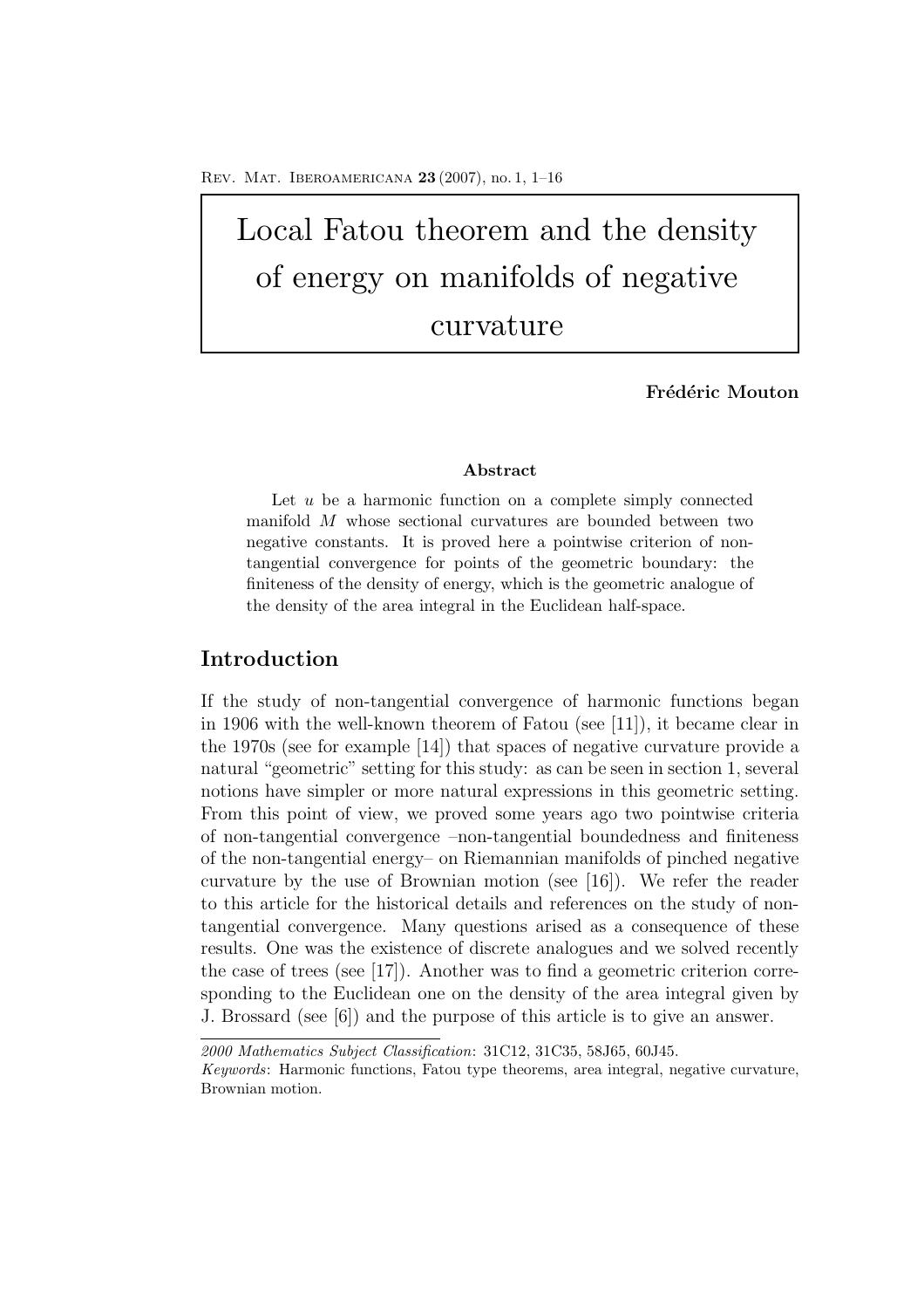# Local Fatou theorem and the density of energy on manifolds of negative curvature

**Frédéric Mouton**

### Abstract

Let $u$ be a harmonic function on a complete simply connected manifold $M$ whose sectional curvatures are bounded between two negative constants. It is proved here a pointwise criterion of non-tangential convergence for points of the geometric boundary: the finiteness of the density of energy, which is the geometric analogue of the density of the area integral in the Euclidean half-space.

## Introduction

If the study of non-tangential convergence of harmonic functions began in 1906 with the well-known theorem of Fatou (see [11]), it became clear in the 1970s (see for example [14]) that spaces of negative curvature provide a natural "geometric" setting for this study: as can be seen in section 1, several notions have simpler or more natural expressions in this geometric setting. From this point of view, we proved some years ago two pointwise criteria of non-tangential convergence –non-tangential boundedness and finiteness of the non-tangential energy– on Riemannian manifolds of pinched negative curvature by the use of Brownian motion (see [16]). We refer the reader to this article for the historical details and references on the study of non-tangential convergence. Many questions arised as a consequence of these results. One was the existence of discrete analogues and we solved recently the case of trees (see [17]). Another was to find a geometric criterion corresponding to the Euclidean one on the density of the area integral given by J. Brossard (see [6]) and the purpose of this article is to give an answer.

---

*2000 Mathematics Subject Classification*: 31C12, 31C35, 58J65, 60J45.

*Keywords*: Harmonic functions, Fatou type theorems, area integral, negative curvature, Brownian motion.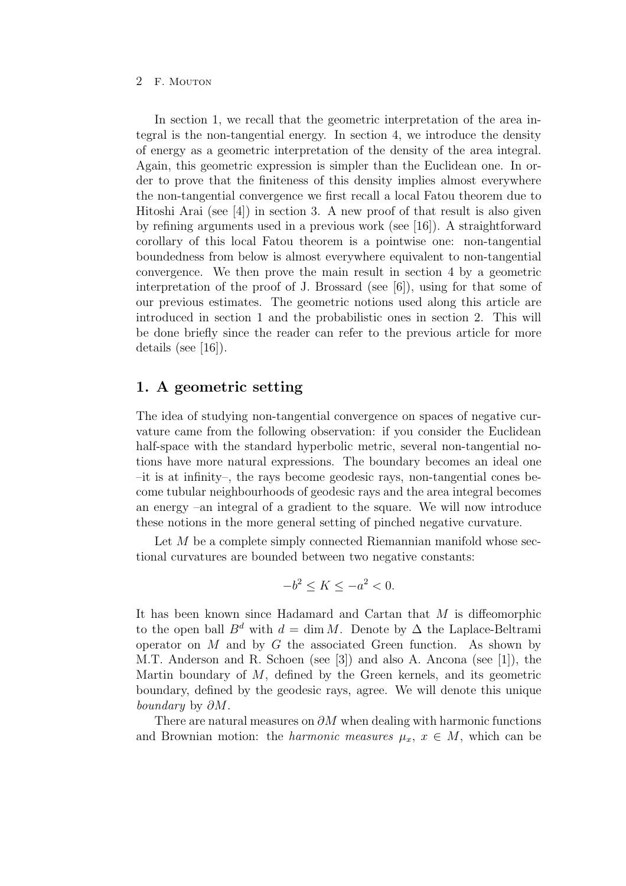In section 1, we recall that the geometric interpretation of the area integral is the non-tangential energy. In section 4, we introduce the density of energy as a geometric interpretation of the density of the area integral. Again, this geometric expression is simpler than the Euclidean one. In order to prove that the finiteness of this density implies almost everywhere the non-tangential convergence we first recall a local Fatou theorem due to Hitoshi Arai (see [4]) in section 3. A new proof of that result is also given by refining arguments used in a previous work (see [16]). A straightforward corollary of this local Fatou theorem is a pointwise one: non-tangential boundedness from below is almost everywhere equivalent to non-tangential convergence. We then prove the main result in section 4 by a geometric interpretation of the proof of J. Brossard (see [6]), using for that some of our previous estimates. The geometric notions used along this article are introduced in section 1 and the probabilistic ones in section 2. This will be done briefly since the reader can refer to the previous article for more details (see [16]).

## 1. A geometric setting

The idea of studying non-tangential convergence on spaces of negative curvature came from the following observation: if you consider the Euclidean half-space with the standard hyperbolic metric, several non-tangential notions have more natural expressions. The boundary becomes an ideal one –it is at infinity–, the rays become geodesic rays, non-tangential cones become tubular neighbourhoods of geodesic rays and the area integral becomes an energy –an integral of a gradient to the square. We will now introduce these notions in the more general setting of pinched negative curvature.

Let $M$ be a complete simply connected Riemannian manifold whose sectional curvatures are bounded between two negative constants:

$$-b^2 \leq K \leq -a^2 < 0.$$

It has been known since Hadamard and Cartan that $M$ is diffeomorphic to the open ball $B^d$ with $d = \dim M$. Denote by $\Delta$ the Laplace-Beltrami operator on $M$ and by $G$ the associated Green function. As shown by M.T. Anderson and R. Schoen (see [3]) and also A. Ancona (see [1]), the Martin boundary of $M$, defined by the Green kernels, and its geometric boundary, defined by the geodesic rays, agree. We will denote this unique *boundary* by $\partial M$.

There are natural measures on $\partial M$ when dealing with harmonic functions and Brownian motion: the *harmonic measures* $\mu_x$, $x \in M$, which can be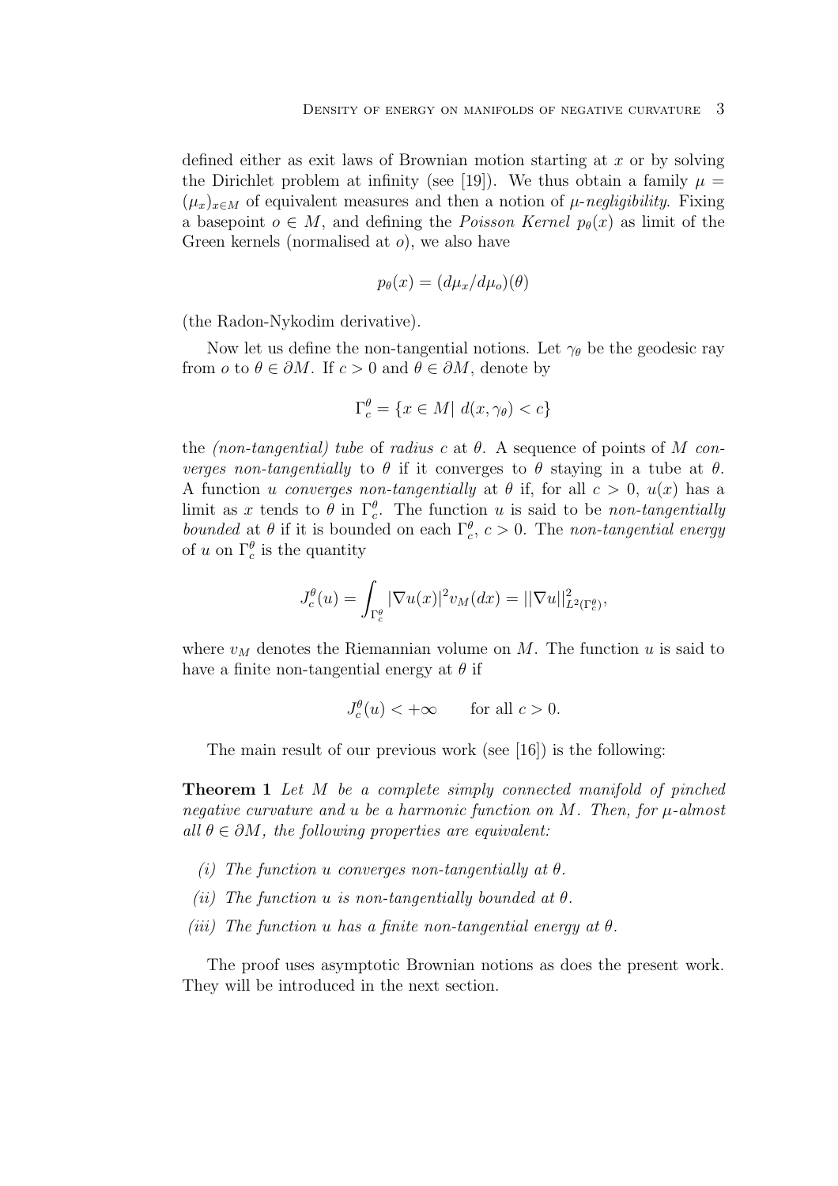defined either as exit laws of Brownian motion starting at $x$ or by solving the Dirichlet problem at infinity (see [19]). We thus obtain a family $\mu = (\mu_x)_{x\in M}$ of equivalent measures and then a notion of *$\mu$-negligibility*. Fixing a basepoint $o \in M$, and defining the *Poisson Kernel* $p_\theta(x)$ as limit of the Green kernels (normalised at $o$), we also have

$$p_\theta(x) = (d\mu_x/d\mu_o)(\theta)$$

(the Radon-Nykodim derivative).

Now let us define the non-tangential notions. Let $\gamma_\theta$ be the geodesic ray from $o$ to $\theta \in \partial M$. If $c > 0$ and $\theta \in \partial M$, denote by

$$\Gamma_c^\theta = \{x \in M|\ d(x, \gamma_\theta) < c\}$$

the *(non-tangential) tube* of *radius* $c$ at $\theta$. A sequence of points of $M$ *converges non-tangentially* to $\theta$ if it converges to $\theta$ staying in a tube at $\theta$. A function $u$ *converges non-tangentially* at $\theta$ if, for all $c > 0$, $u(x)$ has a limit as $x$ tends to $\theta$ in $\Gamma_c^\theta$. The function $u$ is said to be *non-tangentially bounded* at $\theta$ if it is bounded on each $\Gamma_c^\theta$, $c > 0$. The *non-tangential energy* of $u$ on $\Gamma_c^\theta$ is the quantity

$$J_c^\theta(u) = \int_{\Gamma_c^\theta} |\nabla u(x)|^2 v_M(dx) = ||\nabla u||^2_{L^2(\Gamma_c^\theta)},$$

where $v_M$ denotes the Riemannian volume on $M$. The function $u$ is said to have a finite non-tangential energy at $\theta$ if

$$J_c^\theta(u) < +\infty \qquad \text{for all } c > 0.$$

The main result of our previous work (see [16]) is the following:

**Theorem 1** *Let $M$ be a complete simply connected manifold of pinched negative curvature and $u$ be a harmonic function on $M$. Then, for $\mu$-almost all $\theta \in \partial M$, the following properties are equivalent:*

*(i) The function $u$ converges non-tangentially at $\theta$.*

*(ii) The function $u$ is non-tangentially bounded at $\theta$.*

*(iii) The function $u$ has a finite non-tangential energy at $\theta$.*

The proof uses asymptotic Brownian notions as does the present work. They will be introduced in the next section.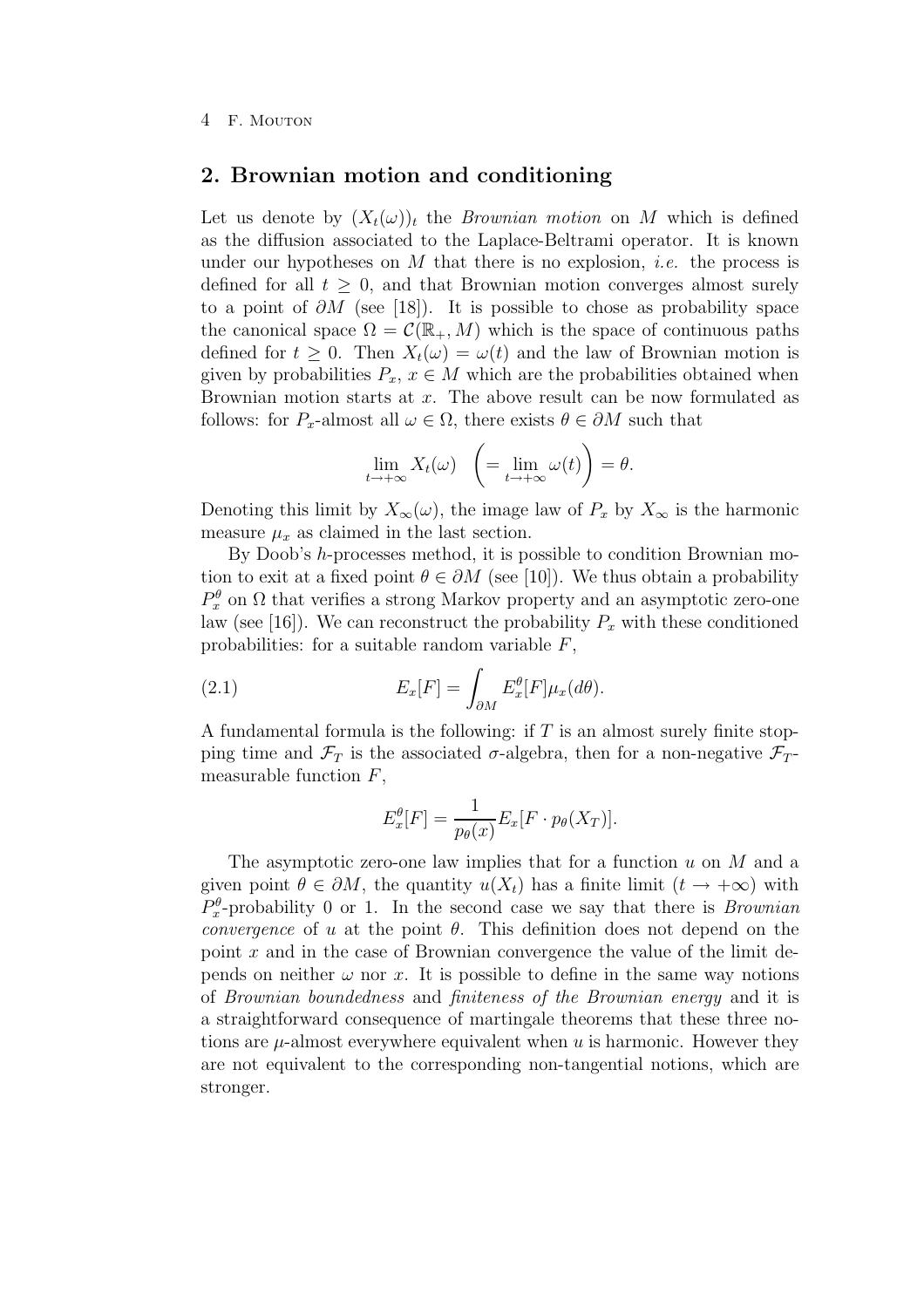## 2. Brownian motion and conditioning

Let us denote by $(X_t(\omega))_t$ the *Brownian motion* on $M$ which is defined as the diffusion associated to the Laplace-Beltrami operator. It is known under our hypotheses on $M$ that there is no explosion, *i.e.* the process is defined for all $t \geq 0$, and that Brownian motion converges almost surely to a point of $\partial M$ (see [18]). It is possible to chose as probability space the canonical space $\Omega = \mathcal{C}(\mathbb{R}_+, M)$ which is the space of continuous paths defined for $t \geq 0$. Then $X_t(\omega) = \omega(t)$ and the law of Brownian motion is given by probabilities $P_x$, $x \in M$ which are the probabilities obtained when Brownian motion starts at $x$. The above result can be now formulated as follows: for $P_x$-almost all $\omega \in \Omega$, there exists $\theta \in \partial M$ such that

$$\lim_{t \to +\infty} X_t(\omega) \quad \left( = \lim_{t \to +\infty} \omega(t) \right) = \theta.$$

Denoting this limit by $X_\infty(\omega)$, the image law of $P_x$ by $X_\infty$ is the harmonic measure $\mu_x$ as claimed in the last section.

By Doob's $h$-processes method, it is possible to condition Brownian motion to exit at a fixed point $\theta \in \partial M$ (see [10]). We thus obtain a probability $P_x^\theta$ on $\Omega$ that verifies a strong Markov property and an asymptotic zero-one law (see [16]). We can reconstruct the probability $P_x$ with these conditioned probabilities: for a suitable random variable $F$,

$$E_x[F] = \int_{\partial M} E_x^\theta[F] \mu_x(d\theta). \tag{2.1}$$

A fundamental formula is the following: if $T$ is an almost surely finite stopping time and $\mathcal{F}_T$ is the associated $\sigma$-algebra, then for a non-negative $\mathcal{F}_T$-measurable function $F$,

$$E_x^\theta[F] = \frac{1}{p_\theta(x)} E_x[F \cdot p_\theta(X_T)].$$

The asymptotic zero-one law implies that for a function $u$ on $M$ and a given point $\theta \in \partial M$, the quantity $u(X_t)$ has a finite limit ($t \to +\infty$) with $P_x^\theta$-probability 0 or 1. In the second case we say that there is *Brownian convergence* of $u$ at the point $\theta$. This definition does not depend on the point $x$ and in the case of Brownian convergence the value of the limit depends on neither $\omega$ nor $x$. It is possible to define in the same way notions of *Brownian boundedness* and *finiteness of the Brownian energy* and it is a straightforward consequence of martingale theorems that these three notions are $\mu$-almost everywhere equivalent when $u$ is harmonic. However they are not equivalent to the corresponding non-tangential notions, which are stronger.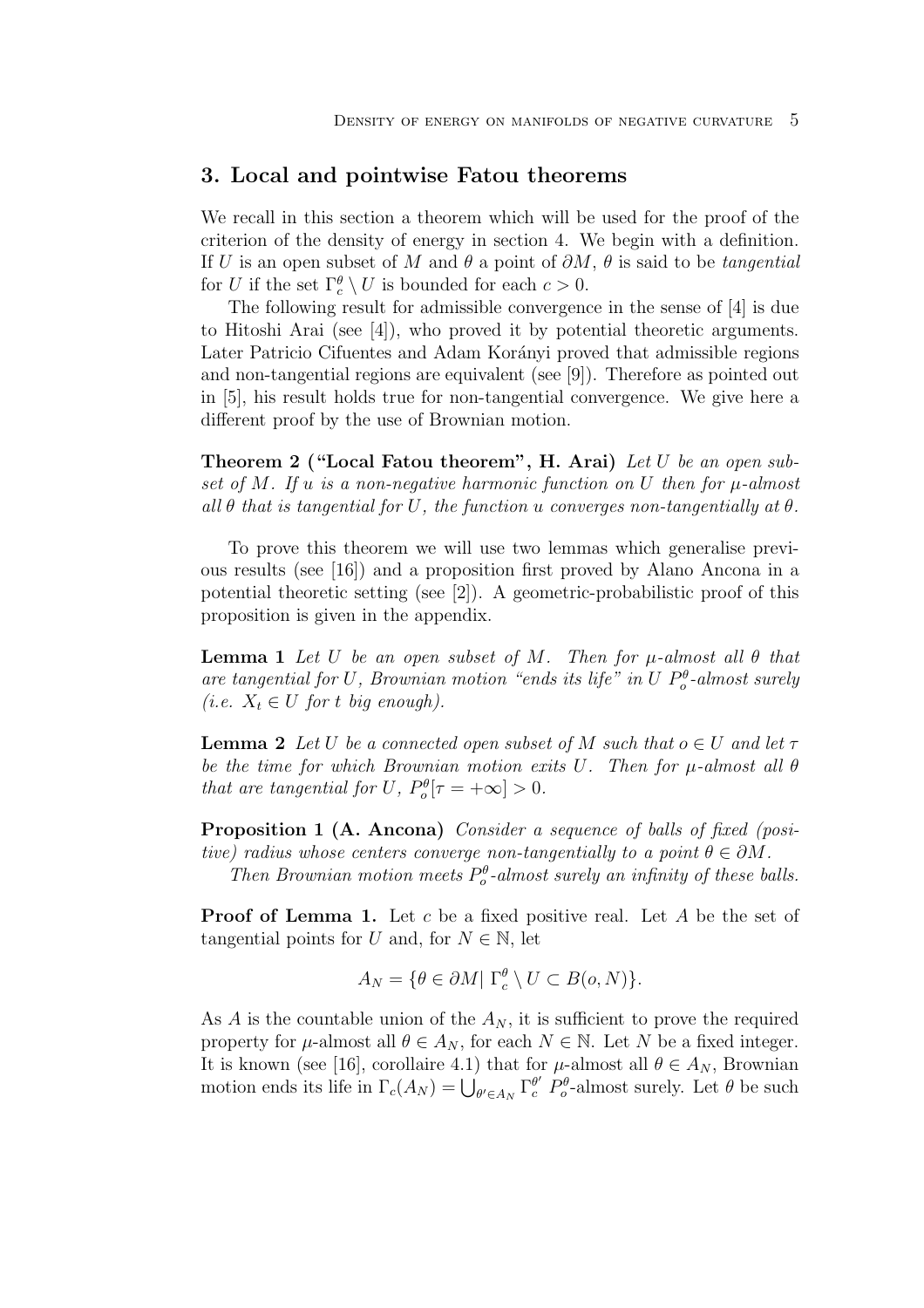## 3. Local and pointwise Fatou theorems

We recall in this section a theorem which will be used for the proof of the criterion of the density of energy in section 4. We begin with a definition. If $U$ is an open subset of $M$ and $\theta$ a point of $\partial M$, $\theta$ is said to be *tangential* for $U$ if the set $\Gamma_c^\theta \setminus U$ is bounded for each $c > 0$.

The following result for admissible convergence in the sense of [4] is due to Hitoshi Arai (see [4]), who proved it by potential theoretic arguments. Later Patricio Cifuentes and Adam Korányi proved that admissible regions and non-tangential regions are equivalent (see [9]). Therefore as pointed out in [5], his result holds true for non-tangential convergence. We give here a different proof by the use of Brownian motion.

**Theorem 2 ("Local Fatou theorem", H. Arai)** *Let $U$ be an open subset of $M$. If $u$ is a non-negative harmonic function on $U$ then for $\mu$-almost all $\theta$ that is tangential for $U$, the function $u$ converges non-tangentially at $\theta$.*

To prove this theorem we will use two lemmas which generalise previous results (see [16]) and a proposition first proved by Alano Ancona in a potential theoretic setting (see [2]). A geometric-probabilistic proof of this proposition is given in the appendix.

**Lemma 1** *Let $U$ be an open subset of $M$. Then for $\mu$-almost all $\theta$ that are tangential for $U$, Brownian motion "ends its life" in $U$ $P_o^\theta$-almost surely (i.e. $X_t \in U$ for $t$ big enough).*

**Lemma 2** *Let $U$ be a connected open subset of $M$ such that $o \in U$ and let $\tau$ be the time for which Brownian motion exits $U$. Then for $\mu$-almost all $\theta$ that are tangential for $U$, $P_o^\theta[\tau = +\infty] > 0$.*

**Proposition 1 (A. Ancona)** *Consider a sequence of balls of fixed (positive) radius whose centers converge non-tangentially to a point $\theta \in \partial M$.*

*Then Brownian motion meets $P_o^\theta$-almost surely an infinity of these balls.*

**Proof of Lemma 1.** Let $c$ be a fixed positive real. Let $A$ be the set of tangential points for $U$ and, for $N \in \mathbb{N}$, let

$$A_N = \{\theta \in \partial M |\ \Gamma_c^\theta \setminus U \subset B(o, N)\}.$$

As $A$ is the countable union of the $A_N$, it is sufficient to prove the required property for $\mu$-almost all $\theta \in A_N$, for each $N \in \mathbb{N}$. Let $N$ be a fixed integer. It is known (see [16], corollaire 4.1) that for $\mu$-almost all $\theta \in A_N$, Brownian motion ends its life in $\Gamma_c(A_N) = \bigcup_{\theta' \in A_N} \Gamma_c^{\theta'}$ $P_o^\theta$-almost surely. Let $\theta$ be such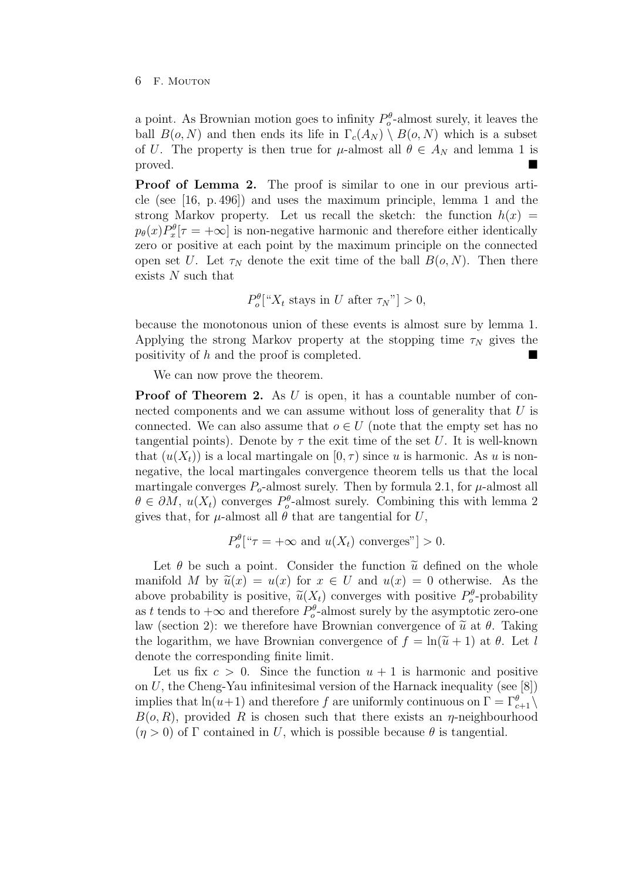a point. As Brownian motion goes to infinity $P_o^\theta$-almost surely, it leaves the ball $B(o,N)$ and then ends its life in $\Gamma_c(A_N) \setminus B(o,N)$ which is a subset of $U$. The property is then true for $\mu$-almost all $\theta \in A_N$ and lemma 1 is proved. ■

**Proof of Lemma 2.** The proof is similar to one in our previous article (see [16, p. 496]) and uses the maximum principle, lemma 1 and the strong Markov property. Let us recall the sketch: the function $h(x) = p_\theta(x) P_x^\theta[\tau = +\infty]$ is non-negative harmonic and therefore either identically zero or positive at each point by the maximum principle on the connected open set $U$. Let $\tau_N$ denote the exit time of the ball $B(o,N)$. Then there exists $N$ such that

$$P_o^\theta[\text{“}X_t \text{ stays in } U \text{ after } \tau_N\text{”}] > 0,$$

because the monotonous union of these events is almost sure by lemma 1. Applying the strong Markov property at the stopping time $\tau_N$ gives the positivity of $h$ and the proof is completed. ■

We can now prove the theorem.

**Proof of Theorem 2.** As $U$ is open, it has a countable number of connected components and we can assume without loss of generality that $U$ is connected. We can also assume that $o \in U$ (note that the empty set has no tangential points). Denote by $\tau$ the exit time of the set $U$. It is well-known that $(u(X_t))$ is a local martingale on $[0,\tau)$ since $u$ is harmonic. As $u$ is non-negative, the local martingales convergence theorem tells us that the local martingale converges $P_o$-almost surely. Then by formula 2.1, for $\mu$-almost all $\theta \in \partial M$, $u(X_t)$ converges $P_o^\theta$-almost surely. Combining this with lemma 2 gives that, for $\mu$-almost all $\theta$ that are tangential for $U$,

$$P_o^\theta[\text{“}\tau = +\infty \text{ and } u(X_t) \text{ converges”}] > 0.$$

Let $\theta$ be such a point. Consider the function $\widetilde{u}$ defined on the whole manifold $M$ by $\widetilde{u}(x) = u(x)$ for $x \in U$ and $u(x) = 0$ otherwise. As the above probability is positive, $\widetilde{u}(X_t)$ converges with positive $P_o^\theta$-probability as $t$ tends to $+\infty$ and therefore $P_o^\theta$-almost surely by the asymptotic zero-one law (section 2): we therefore have Brownian convergence of $\widetilde{u}$ at $\theta$. Taking the logarithm, we have Brownian convergence of $f = \ln(\widetilde{u}+1)$ at $\theta$. Let $l$ denote the corresponding finite limit.

Let us fix $c > 0$. Since the function $u+1$ is harmonic and positive on $U$, the Cheng-Yau infinitesimal version of the Harnack inequality (see [8]) implies that $\ln(u+1)$ and therefore $f$ are uniformly continuous on $\Gamma = \Gamma_{c+1}^\theta \setminus B(o,R)$, provided $R$ is chosen such that there exists an $\eta$-neighbourhood ($\eta > 0$) of $\Gamma$ contained in $U$, which is possible because $\theta$ is tangential.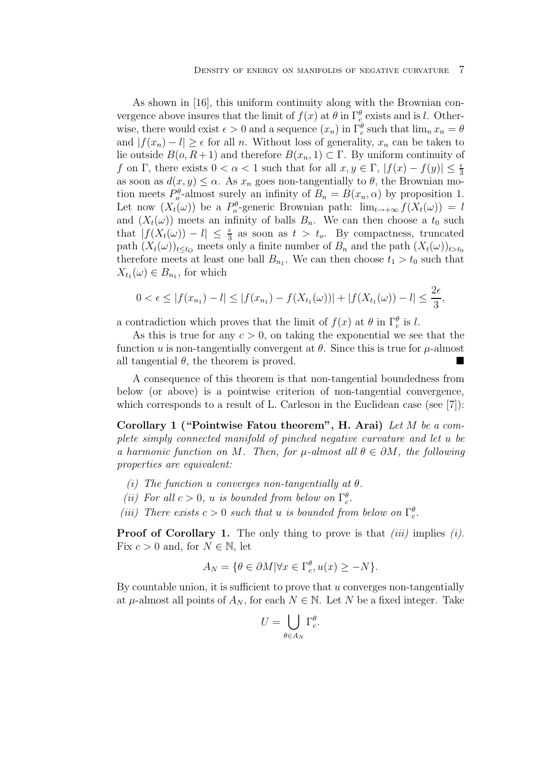As shown in [16], this uniform continuity along with the Brownian convergence above insures that the limit of $f(x)$ at $\theta$ in $\Gamma_c^\theta$ exists and is $l$. Otherwise, there would exist $\epsilon > 0$ and a sequence $(x_n)$ in $\Gamma_c^\theta$ such that $\lim_n x_n = \theta$ and $|f(x_n) - l| \geq \epsilon$ for all $n$. Without loss of generality, $x_n$ can be taken to lie outside $B(o, R+1)$ and therefore $B(x_n, 1) \subset \Gamma$. By uniform continuity of $f$ on $\Gamma$, there exists $0 < \alpha < 1$ such that for all $x, y \in \Gamma$, $|f(x) - f(y)| \leq \frac{\epsilon}{3}$ as soon as $d(x, y) \leq \alpha$. As $x_n$ goes non-tangentially to $\theta$, the Brownian motion meets $P_o^\theta$-almost surely an infinity of $B_n = B(x_n, \alpha)$ by proposition 1. Let now $(X_t(\omega))$ be a $P_o^\theta$-generic Brownian path: $\lim_{t \to +\infty} f(X_t(\omega)) = l$ and $(X_t(\omega))$ meets an infinity of balls $B_n$. We can then choose a $t_0$ such that $|f(X_t(\omega)) - l| \leq \frac{\epsilon}{3}$ as soon as $t > t_o$. By compactness, truncated path $(X_t(\omega))_{t \leq t_O}$ meets only a finite number of $B_n$ and the path $(X_t(\omega))_{t > t_0}$ therefore meets at least one ball $B_{n_1}$. We can then choose $t_1 > t_0$ such that $X_{t_1}(\omega) \in B_{n_1}$, for which

$$0 < \epsilon \leq |f(x_{n_1}) - l| \leq |f(x_{n_1}) - f(X_{t_1}(\omega))| + |f(X_{t_1}(\omega)) - l| \leq \frac{2\epsilon}{3},$$

a contradiction which proves that the limit of $f(x)$ at $\theta$ in $\Gamma_c^\theta$ is $l$.

As this is true for any $c > 0$, on taking the exponential we see that the function $u$ is non-tangentially convergent at $\theta$. Since this is true for $\mu$-almost all tangential $\theta$, the theorem is proved. ∎

A consequence of this theorem is that non-tangential boundedness from below (or above) is a pointwise criterion of non-tangential convergence, which corresponds to a result of L. Carleson in the Euclidean case (see [7]):

**Corollary 1 ("Pointwise Fatou theorem", H. Arai)** *Let $M$ be a complete simply connected manifold of pinched negative curvature and let $u$ be a harmonic function on $M$. Then, for $\mu$-almost all $\theta \in \partial M$, the following properties are equivalent:*

*(i) The function $u$ converges non-tangentially at $\theta$.*

*(ii) For all $c > 0$, $u$ is bounded from below on $\Gamma_c^\theta$.*

*(iii) There exists $c > 0$ such that $u$ is bounded from below on $\Gamma_c^\theta$.*

**Proof of Corollary 1.** The only thing to prove is that *(iii)* implies *(i)*. Fix $c > 0$ and, for $N \in \mathbb{N}$, let

$$A_N = \{\theta \in \partial M | \forall x \in \Gamma_c^\theta, u(x) \geq -N\}.$$

By countable union, it is sufficient to prove that $u$ converges non-tangentially at $\mu$-almost all points of $A_N$, for each $N \in \mathbb{N}$. Let $N$ be a fixed integer. Take

$$U = \bigcup_{\theta \in A_N} \Gamma_c^\theta.$$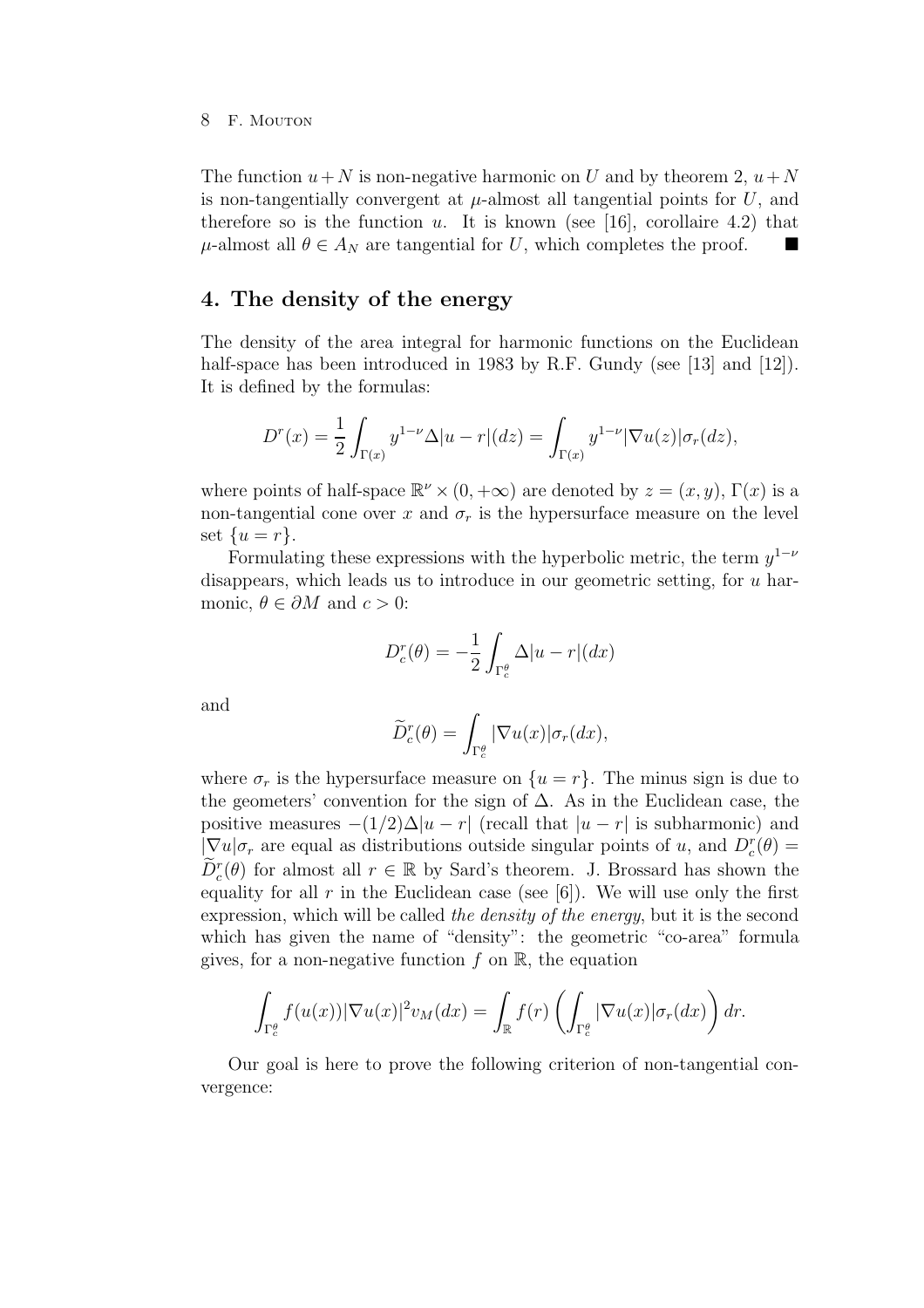The function $u+N$ is non-negative harmonic on $U$ and by theorem 2, $u+N$ is non-tangentially convergent at $\mu$-almost all tangential points for $U$, and therefore so is the function $u$. It is known (see [16], corollaire 4.2) that $\mu$-almost all $\theta \in A_N$ are tangential for $U$, which completes the proof. ∎

## 4. The density of the energy

The density of the area integral for harmonic functions on the Euclidean half-space has been introduced in 1983 by R.F. Gundy (see [13] and [12]). It is defined by the formulas:

$$D^r(x) = \frac{1}{2}\int_{\Gamma(x)} y^{1-\nu}\Delta|u-r|(dz) = \int_{\Gamma(x)} y^{1-\nu}|\nabla u(z)|\sigma_r(dz),$$

where points of half-space $\mathbb{R}^\nu \times (0,+\infty)$ are denoted by $z=(x,y)$, $\Gamma(x)$ is a non-tangential cone over $x$ and $\sigma_r$ is the hypersurface measure on the level set $\{u=r\}$.

Formulating these expressions with the hyperbolic metric, the term $y^{1-\nu}$ disappears, which leads us to introduce in our geometric setting, for $u$ harmonic, $\theta \in \partial M$ and $c>0$:

$$D^r_c(\theta) = -\frac{1}{2}\int_{\Gamma^\theta_c} \Delta|u-r|(dx)$$

and

$$\widetilde{D}^r_c(\theta) = \int_{\Gamma^\theta_c} |\nabla u(x)|\sigma_r(dx),$$

where $\sigma_r$ is the hypersurface measure on $\{u=r\}$. The minus sign is due to the geometers' convention for the sign of $\Delta$. As in the Euclidean case, the positive measures $-(1/2)\Delta|u-r|$ (recall that $|u-r|$ is subharmonic) and $|\nabla u|\sigma_r$ are equal as distributions outside singular points of $u$, and $D^r_c(\theta) = \widetilde{D}^r_c(\theta)$ for almost all $r\in\mathbb{R}$ by Sard's theorem. J. Brossard has shown the equality for all $r$ in the Euclidean case (see [6]). We will use only the first expression, which will be called *the density of the energy*, but it is the second which has given the name of "density": the geometric "co-area" formula gives, for a non-negative function $f$ on $\mathbb{R}$, the equation

$$\int_{\Gamma^\theta_c} f(u(x))|\nabla u(x)|^2 v_M(dx) = \int_{\mathbb{R}} f(r)\left(\int_{\Gamma^\theta_c} |\nabla u(x)|\sigma_r(dx)\right)dr.$$

Our goal is here to prove the following criterion of non-tangential convergence: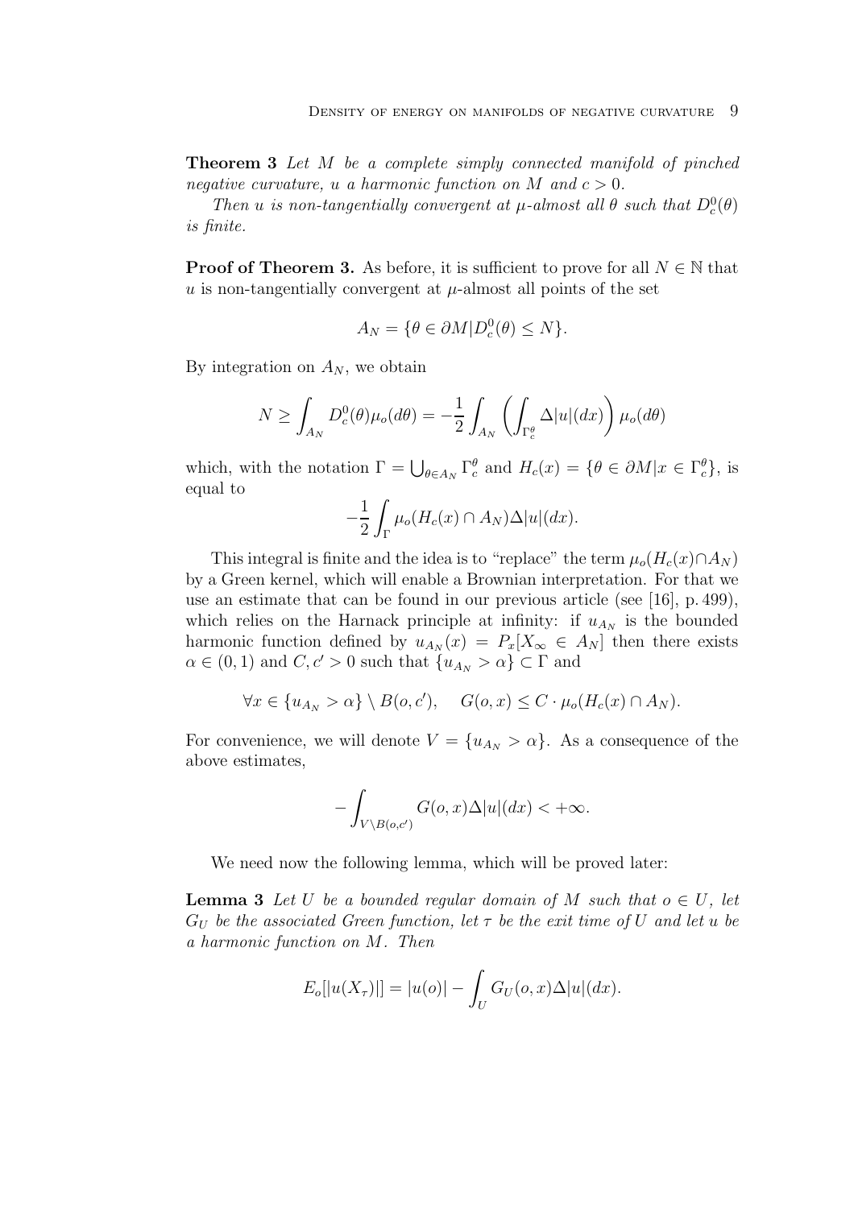**Theorem 3** *Let $M$ be a complete simply connected manifold of pinched negative curvature, $u$ a harmonic function on $M$ and $c > 0$.*

*Then $u$ is non-tangentially convergent at $\mu$-almost all $\theta$ such that $D_c^0(\theta)$ is finite.*

**Proof of Theorem 3.** As before, it is sufficient to prove for all $N \in \mathbb{N}$ that $u$ is non-tangentially convergent at $\mu$-almost all points of the set

$$A_N = \{\theta \in \partial M | D_c^0(\theta) \leq N\}.$$

By integration on $A_N$, we obtain

$$N \geq \int_{A_N} D_c^0(\theta)\mu_o(d\theta) = -\frac{1}{2}\int_{A_N}\left(\int_{\Gamma_c^\theta} \Delta|u|(dx)\right)\mu_o(d\theta)$$

which, with the notation $\Gamma = \bigcup_{\theta \in A_N} \Gamma_c^\theta$ and $H_c(x) = \{\theta \in \partial M | x \in \Gamma_c^\theta\}$, is equal to

$$-\frac{1}{2}\int_\Gamma \mu_o(H_c(x) \cap A_N)\Delta|u|(dx).$$

This integral is finite and the idea is to "replace" the term $\mu_o(H_c(x) \cap A_N)$ by a Green kernel, which will enable a Brownian interpretation. For that we use an estimate that can be found in our previous article (see [16], p. 499), which relies on the Harnack principle at infinity: if $u_{A_N}$ is the bounded harmonic function defined by $u_{A_N}(x) = P_x[X_\infty \in A_N]$ then there exists $\alpha \in (0,1)$ and $C, c' > 0$ such that $\{u_{A_N} > \alpha\} \subset \Gamma$ and

$$\forall x \in \{u_{A_N} > \alpha\} \setminus B(o, c'), \quad G(o,x) \leq C \cdot \mu_o(H_c(x) \cap A_N).$$

For convenience, we will denote $V = \{u_{A_N} > \alpha\}$. As a consequence of the above estimates,

$$-\int_{V \setminus B(o,c')} G(o,x)\Delta|u|(dx) < +\infty.$$

We need now the following lemma, which will be proved later:

**Lemma 3** *Let $U$ be a bounded regular domain of $M$ such that $o \in U$, let $G_U$ be the associated Green function, let $\tau$ be the exit time of $U$ and let $u$ be a harmonic function on $M$. Then*

$$E_o[|u(X_\tau)|] = |u(o)| - \int_U G_U(o,x)\Delta|u|(dx).$$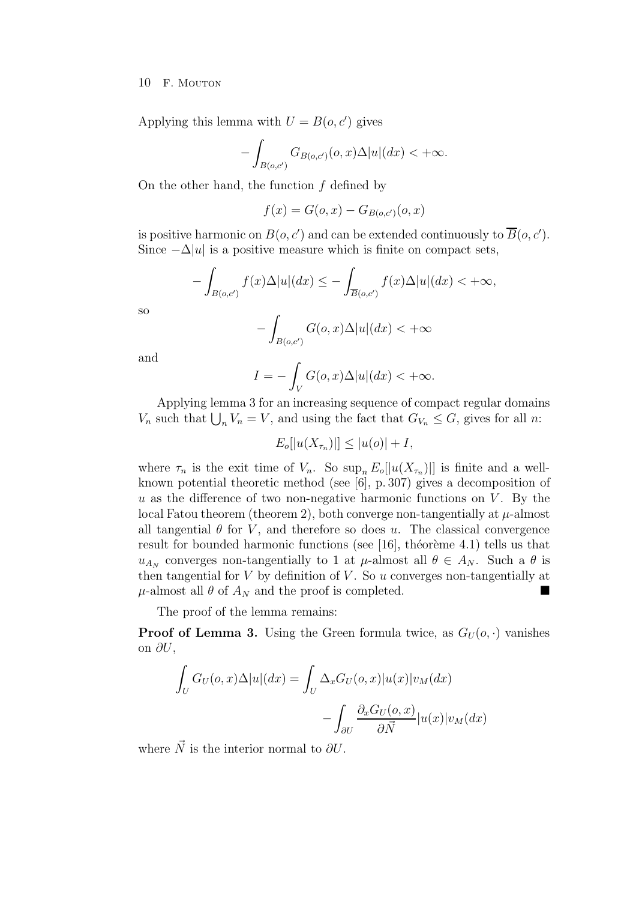Applying this lemma with $U = B(o, c')$ gives

$$-\int_{B(o,c')} G_{B(o,c')}(o,x)\Delta|u|(dx) < +\infty.$$

On the other hand, the function $f$ defined by

$$f(x) = G(o,x) - G_{B(o,c')}(o,x)$$

is positive harmonic on $B(o, c')$ and can be extended continuously to $\overline{B}(o, c')$. Since $-\Delta|u|$ is a positive measure which is finite on compact sets,

$$-\int_{B(o,c')} f(x)\Delta|u|(dx) \leq -\int_{\overline{B}(o,c')} f(x)\Delta|u|(dx) < +\infty,$$

so

$$-\int_{B(o,c')} G(o,x)\Delta|u|(dx) < +\infty$$

and

$$I = -\int_V G(o,x)\Delta|u|(dx) < +\infty.$$

Applying lemma 3 for an increasing sequence of compact regular domains $V_n$ such that $\bigcup_n V_n = V$, and using the fact that $G_{V_n} \leq G$, gives for all $n$:

$$E_o[|u(X_{\tau_n})|] \leq |u(o)| + I,$$

where $\tau_n$ is the exit time of $V_n$. So $\sup_n E_o[|u(X_{\tau_n})|]$ is finite and a well-known potential theoretic method (see [6], p. 307) gives a decomposition of $u$ as the difference of two non-negative harmonic functions on $V$. By the local Fatou theorem (theorem 2), both converge non-tangentially at $\mu$-almost all tangential $\theta$ for $V$, and therefore so does $u$. The classical convergence result for bounded harmonic functions (see [16], théorème 4.1) tells us that $u_{A_N}$ converges non-tangentially to 1 at $\mu$-almost all $\theta \in A_N$. Such a $\theta$ is then tangential for $V$ by definition of $V$. So $u$ converges non-tangentially at $\mu$-almost all $\theta$ of $A_N$ and the proof is completed. ■

The proof of the lemma remains:

**Proof of Lemma 3.** Using the Green formula twice, as $G_U(o, \cdot)$ vanishes on $\partial U$,

$$\int_U G_U(o,x)\Delta|u|(dx) = \int_U \Delta_x G_U(o,x)|u(x)|v_M(dx) - \int_{\partial U} \frac{\partial_x G_U(o,x)}{\partial \vec{N}}|u(x)|v_M(dx)$$

where $\vec{N}$ is the interior normal to $\partial U$.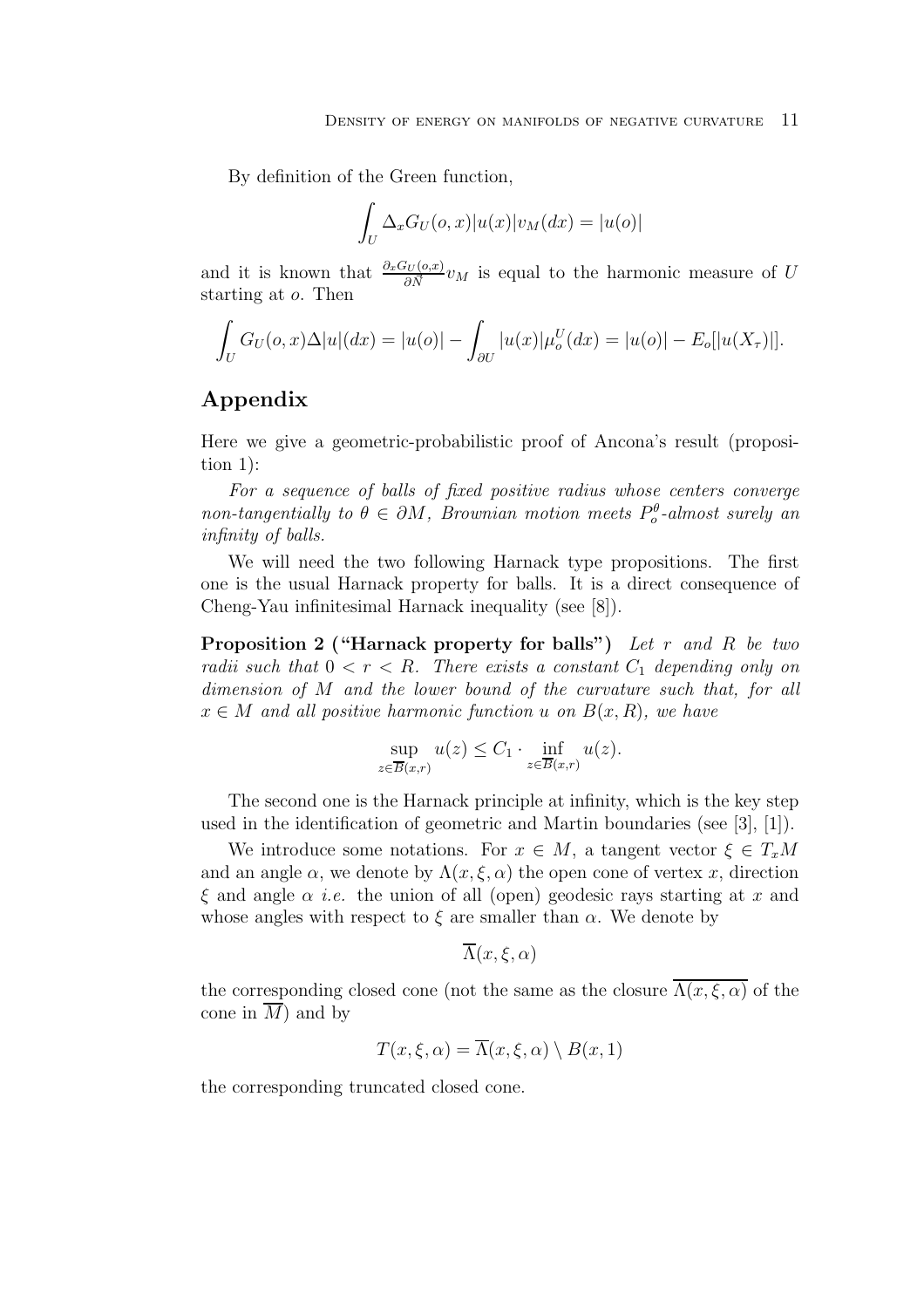By definition of the Green function,

$$\int_U \Delta_x G_U(o,x)|u(x)|v_M(dx) = |u(o)|$$

and it is known that $\frac{\partial_x G_U(o,x)}{\partial \vec{N}} v_M$ is equal to the harmonic measure of $U$ starting at $o$. Then

$$\int_U G_U(o,x)\Delta|u|(dx) = |u(o)| - \int_{\partial U} |u(x)|\mu_o^U(dx) = |u(o)| - E_o[|u(X_\tau)|].$$

## Appendix

Here we give a geometric-probabilistic proof of Ancona's result (proposition 1):

*For a sequence of balls of fixed positive radius whose centers converge non-tangentially to $\theta \in \partial M$, Brownian motion meets $P_o^\theta$-almost surely an infinity of balls.*

We will need the two following Harnack type propositions. The first one is the usual Harnack property for balls. It is a direct consequence of Cheng-Yau infinitesimal Harnack inequality (see [8]).

**Proposition 2 ("Harnack property for balls")** *Let $r$ and $R$ be two radii such that $0 < r < R$. There exists a constant $C_1$ depending only on dimension of $M$ and the lower bound of the curvature such that, for all $x \in M$ and all positive harmonic function $u$ on $B(x,R)$, we have*

$$\sup_{z \in \overline{B}(x,r)} u(z) \leq C_1 \cdot \inf_{z \in \overline{B}(x,r)} u(z).$$

The second one is the Harnack principle at infinity, which is the key step used in the identification of geometric and Martin boundaries (see [3], [1]).

We introduce some notations. For $x \in M$, a tangent vector $\xi \in T_x M$ and an angle $\alpha$, we denote by $\Lambda(x,\xi,\alpha)$ the open cone of vertex $x$, direction $\xi$ and angle $\alpha$ *i.e.* the union of all (open) geodesic rays starting at $x$ and whose angles with respect to $\xi$ are smaller than $\alpha$. We denote by

$$\overline{\Lambda}(x,\xi,\alpha)$$

the corresponding closed cone (not the same as the closure $\overline{\Lambda(x,\xi,\alpha)}$ of the cone in $\overline{M}$) and by

$$T(x,\xi,\alpha) = \overline{\Lambda}(x,\xi,\alpha) \setminus B(x,1)$$

the corresponding truncated closed cone.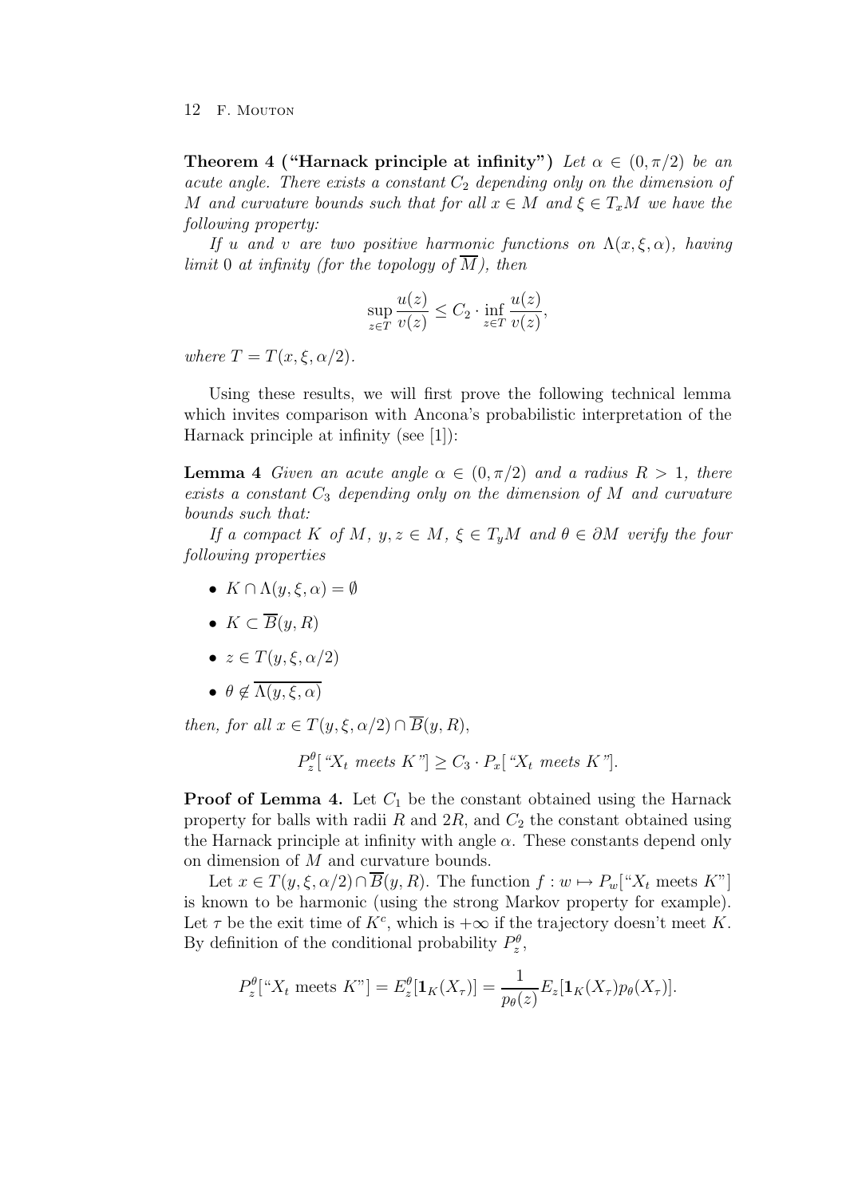**Theorem 4 ("Harnack principle at infinity")** *Let $\alpha \in (0, \pi/2)$ be an acute angle. There exists a constant $C_2$ depending only on the dimension of $M$ and curvature bounds such that for all $x \in M$ and $\xi \in T_xM$ we have the following property:*

*If $u$ and $v$ are two positive harmonic functions on $\Lambda(x, \xi, \alpha)$, having limit 0 at infinity (for the topology of $\overline{M}$), then*

$$\sup_{z \in T} \frac{u(z)}{v(z)} \leq C_2 \cdot \inf_{z \in T} \frac{u(z)}{v(z)},$$

*where $T = T(x, \xi, \alpha/2)$.*

Using these results, we will first prove the following technical lemma which invites comparison with Ancona's probabilistic interpretation of the Harnack principle at infinity (see [1]):

**Lemma 4** *Given an acute angle $\alpha \in (0, \pi/2)$ and a radius $R > 1$, there exists a constant $C_3$ depending only on the dimension of $M$ and curvature bounds such that:*

*If a compact $K$ of $M$, $y, z \in M$, $\xi \in T_yM$ and $\theta \in \partial M$ verify the four following properties*

- $K \cap \Lambda(y, \xi, \alpha) = \emptyset$
- $K \subset \overline{B}(y, R)$
- $z \in T(y, \xi, \alpha/2)$
- $\theta \notin \overline{\Lambda(y, \xi, \alpha)}$

*then, for all $x \in T(y, \xi, \alpha/2) \cap \overline{B}(y, R)$,*

$$P_z^\theta[\text{"}X_t \text{ meets } K\text{"}] \geq C_3 \cdot P_x[\text{"}X_t \text{ meets } K\text{"}].$$

**Proof of Lemma 4.** Let $C_1$ be the constant obtained using the Harnack property for balls with radii $R$ and $2R$, and $C_2$ the constant obtained using the Harnack principle at infinity with angle $\alpha$. These constants depend only on dimension of $M$ and curvature bounds.

Let $x \in T(y, \xi, \alpha/2) \cap \overline{B}(y, R)$. The function $f : w \mapsto P_w[\text{"}X_t \text{ meets } K\text{"}]$ is known to be harmonic (using the strong Markov property for example). Let $\tau$ be the exit time of $K^c$, which is $+\infty$ if the trajectory doesn't meet $K$. By definition of the conditional probability $P_z^\theta$,

$$P_z^\theta[\text{"}X_t \text{ meets } K\text{"}] = E_z^\theta[\mathbf{1}_K(X_\tau)] = \frac{1}{p_\theta(z)} E_z[\mathbf{1}_K(X_\tau) p_\theta(X_\tau)].$$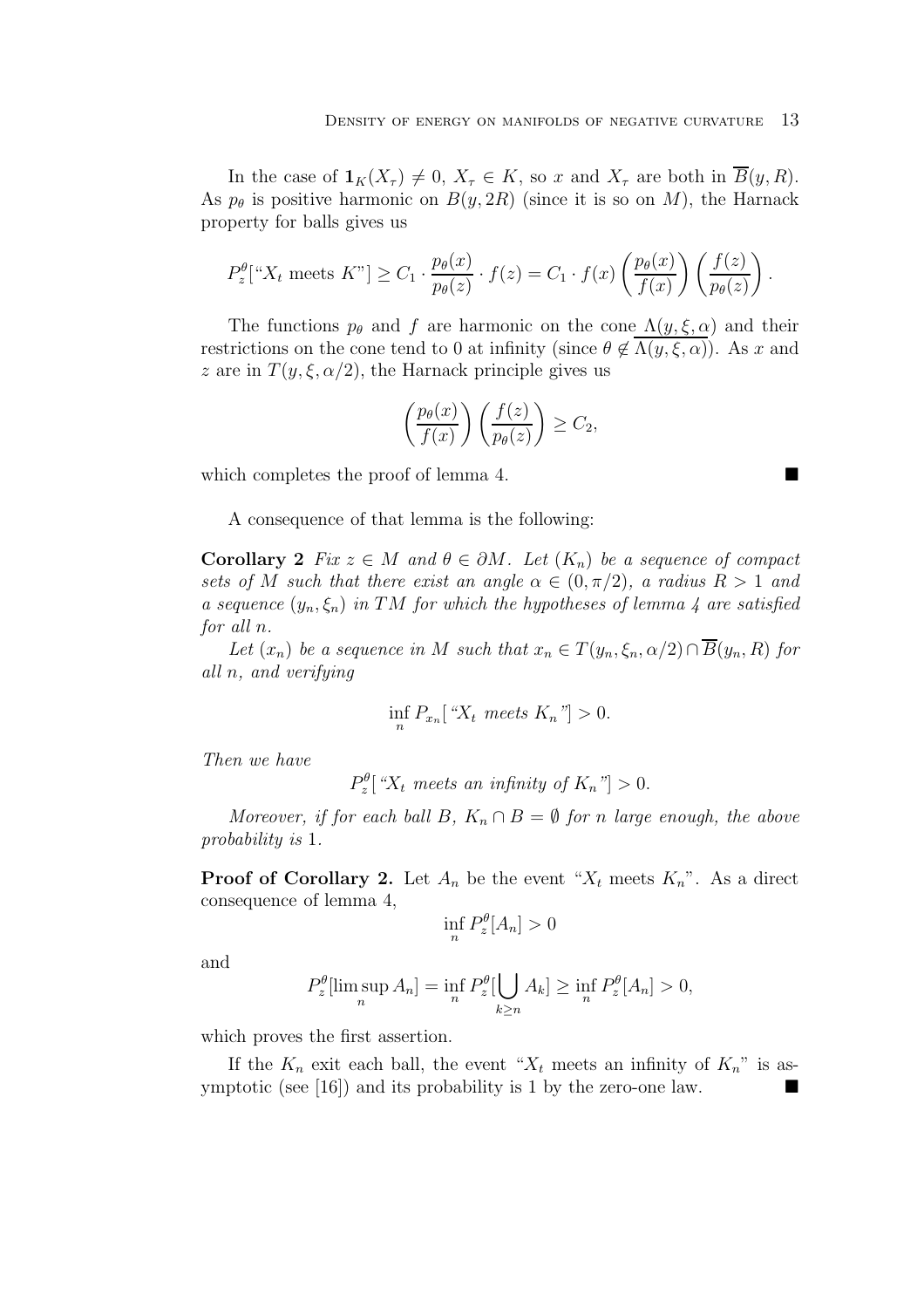In the case of $\mathbf{1}_K(X_\tau) \neq 0$, $X_\tau \in K$, so $x$ and $X_\tau$ are both in $\overline{B}(y, R)$. As $p_\theta$ is positive harmonic on $B(y, 2R)$ (since it is so on $M$), the Harnack property for balls gives us

$$P_z^\theta[\text{“}X_t \text{ meets } K\text{”}] \geq C_1 \cdot \frac{p_\theta(x)}{p_\theta(z)} \cdot f(z) = C_1 \cdot f(x) \left(\frac{p_\theta(x)}{f(x)}\right) \left(\frac{f(z)}{p_\theta(z)}\right).$$

The functions $p_\theta$ and $f$ are harmonic on the cone $\Lambda(y, \xi, \alpha)$ and their restrictions on the cone tend to 0 at infinity (since $\theta \notin \overline{\Lambda(y, \xi, \alpha)}$). As $x$ and $z$ are in $T(y, \xi, \alpha/2)$, the Harnack principle gives us

$$\left(\frac{p_\theta(x)}{f(x)}\right) \left(\frac{f(z)}{p_\theta(z)}\right) \geq C_2,$$

which completes the proof of lemma 4. ∎

A consequence of that lemma is the following:

**Corollary 2** *Fix $z \in M$ and $\theta \in \partial M$. Let $(K_n)$ be a sequence of compact sets of $M$ such that there exist an angle $\alpha \in (0, \pi/2)$, a radius $R > 1$ and a sequence $(y_n, \xi_n)$ in $TM$ for which the hypotheses of lemma 4 are satisfied for all $n$.*

*Let $(x_n)$ be a sequence in $M$ such that $x_n \in T(y_n, \xi_n, \alpha/2) \cap \overline{B}(y_n, R)$ for all $n$, and verifying*

$$\inf_n P_{x_n}[\text{“}X_t \text{ meets } K_n\text{”}] > 0.$$

*Then we have*

$$P_z^\theta[\text{“}X_t \text{ meets an infinity of } K_n\text{”}] > 0.$$

*Moreover, if for each ball $B$, $K_n \cap B = \emptyset$ for $n$ large enough, the above probability is 1.*

**Proof of Corollary 2.** Let $A_n$ be the event “$X_t$ meets $K_n$”. As a direct consequence of lemma 4,

$$\inf_n P_z^\theta[A_n] > 0$$

and

$$P_z^\theta[\limsup_n A_n] = \inf_n P_z^\theta[\bigcup_{k \geq n} A_k] \geq \inf_n P_z^\theta[A_n] > 0,$$

which proves the first assertion.

If the $K_n$ exit each ball, the event “$X_t$ meets an infinity of $K_n$” is asymptotic (see [16]) and its probability is 1 by the zero-one law. ∎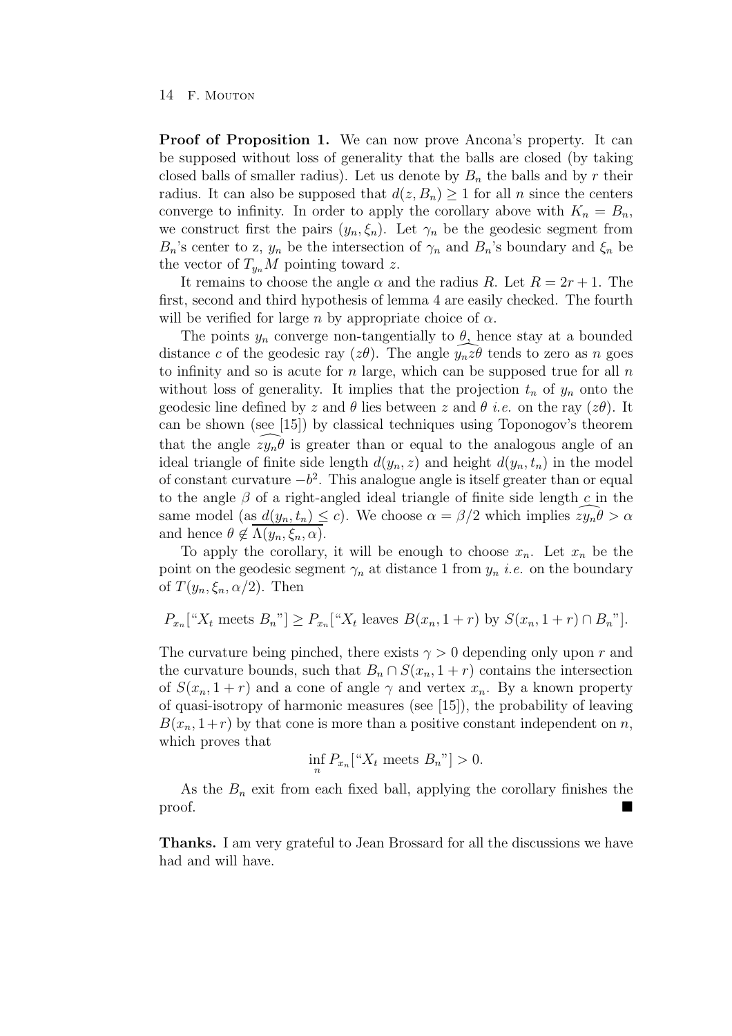**Proof of Proposition 1.** We can now prove Ancona's property. It can be supposed without loss of generality that the balls are closed (by taking closed balls of smaller radius). Let us denote by $B_n$ the balls and by $r$ their radius. It can also be supposed that $d(z, B_n) \geq 1$ for all $n$ since the centers converge to infinity. In order to apply the corollary above with $K_n = B_n$, we construct first the pairs $(y_n, \xi_n)$. Let $\gamma_n$ be the geodesic segment from $B_n$'s center to z, $y_n$ be the intersection of $\gamma_n$ and $B_n$'s boundary and $\xi_n$ be the vector of $T_{y_n}M$ pointing toward $z$.

It remains to choose the angle $\alpha$ and the radius $R$. Let $R = 2r + 1$. The first, second and third hypothesis of lemma 4 are easily checked. The fourth will be verified for large $n$ by appropriate choice of $\alpha$.

The points $y_n$ converge non-tangentially to $\theta$, hence stay at a bounded distance $c$ of the geodesic ray $(z\theta)$. The angle $\widehat{y_n z \theta}$ tends to zero as $n$ goes to infinity and so is acute for $n$ large, which can be supposed true for all $n$ without loss of generality. It implies that the projection $t_n$ of $y_n$ onto the geodesic line defined by $z$ and $\theta$ lies between $z$ and $\theta$ *i.e.* on the ray $(z\theta)$. It can be shown (see [15]) by classical techniques using Toponogov's theorem that the angle $\widehat{z y_n \theta}$ is greater than or equal to the analogous angle of an ideal triangle of finite side length $d(y_n, z)$ and height $d(y_n, t_n)$ in the model of constant curvature $-b^2$. This analogue angle is itself greater than or equal to the angle $\beta$ of a right-angled ideal triangle of finite side length $c$ in the same model (as $d(y_n, t_n) \leq c$). We choose $\alpha = \beta/2$ which implies $\widehat{z y_n \theta} > \alpha$ and hence $\theta \notin \overline{\Lambda(y_n, \xi_n, \alpha)}$.

To apply the corollary, it will be enough to choose $x_n$. Let $x_n$ be the point on the geodesic segment $\gamma_n$ at distance 1 from $y_n$ *i.e.* on the boundary of $T(y_n, \xi_n, \alpha/2)$. Then

$$P_{x_n}[\text{“}X_t \text{ meets } B_n\text{”}] \geq P_{x_n}[\text{“}X_t \text{ leaves } B(x_n, 1+r) \text{ by } S(x_n, 1+r) \cap B_n\text{”}].$$

The curvature being pinched, there exists $\gamma > 0$ depending only upon $r$ and the curvature bounds, such that $B_n \cap S(x_n, 1+r)$ contains the intersection of $S(x_n, 1+r)$ and a cone of angle $\gamma$ and vertex $x_n$. By a known property of quasi-isotropy of harmonic measures (see [15]), the probability of leaving $B(x_n, 1+r)$ by that cone is more than a positive constant independent on $n$, which proves that

$$\inf_n P_{x_n}[\text{“}X_t \text{ meets } B_n\text{”}] > 0.$$

As the $B_n$ exit from each fixed ball, applying the corollary finishes the proof. ∎

**Thanks.** I am very grateful to Jean Brossard for all the discussions we have had and will have.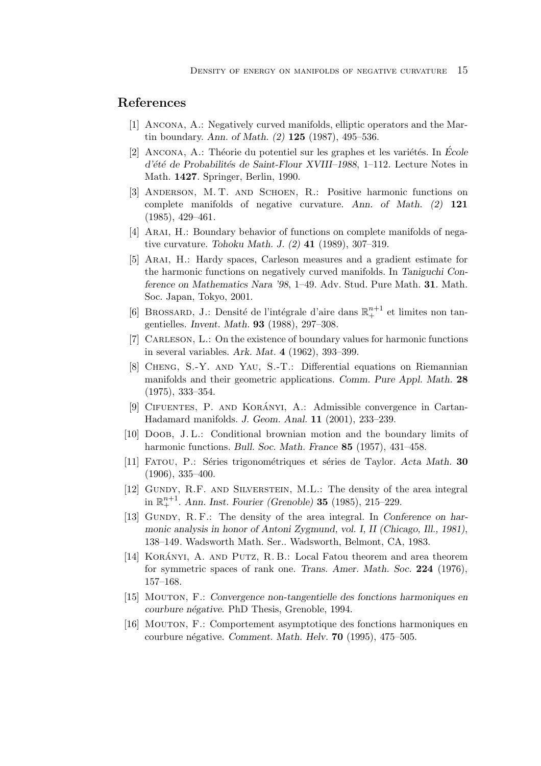## References

[1] Ancona, A.: Negatively curved manifolds, elliptic operators and the Martin boundary. *Ann. of Math. (2)* **125** (1987), 495–536.

[2] Ancona, A.: Théorie du potentiel sur les graphes et les variétés. In *École d'été de Probabilités de Saint-Flour XVIII–1988*, 1–112. Lecture Notes in Math. **1427**. Springer, Berlin, 1990.

[3] Anderson, M. T. and Schoen, R.: Positive harmonic functions on complete manifolds of negative curvature. *Ann. of Math. (2)* **121** (1985), 429–461.

[4] Arai, H.: Boundary behavior of functions on complete manifolds of negative curvature. *Tohoku Math. J. (2)* **41** (1989), 307–319.

[5] Arai, H.: Hardy spaces, Carleson measures and a gradient estimate for the harmonic functions on negatively curved manifolds. In *Taniguchi Conference on Mathematics Nara '98*, 1–49. Adv. Stud. Pure Math. **31**. Math. Soc. Japan, Tokyo, 2001.

[6] Brossard, J.: Densité de l'intégrale d'aire dans $\mathbb{R}_+^{n+1}$ et limites non tangentielles. *Invent. Math.* **93** (1988), 297–308.

[7] Carleson, L.: On the existence of boundary values for harmonic functions in several variables. *Ark. Mat.* **4** (1962), 393–399.

[8] Cheng, S.-Y. and Yau, S.-T.: Differential equations on Riemannian manifolds and their geometric applications. *Comm. Pure Appl. Math.* **28** (1975), 333–354.

[9] Cifuentes, P. and Korányi, A.: Admissible convergence in Cartan-Hadamard manifolds. *J. Geom. Anal.* **11** (2001), 233–239.

[10] Doob, J. L.: Conditional brownian motion and the boundary limits of harmonic functions. *Bull. Soc. Math. France* **85** (1957), 431–458.

[11] Fatou, P.: Séries trigonométriques et séries de Taylor. *Acta Math.* **30** (1906), 335–400.

[12] Gundy, R.F. and Silverstein, M.L.: The density of the area integral in $\mathbb{R}_+^{n+1}$. *Ann. Inst. Fourier (Grenoble)* **35** (1985), 215–229.

[13] Gundy, R. F.: The density of the area integral. In *Conference on harmonic analysis in honor of Antoni Zygmund, vol. I, II (Chicago, Ill., 1981)*, 138–149. Wadsworth Math. Ser.. Wadsworth, Belmont, CA, 1983.

[14] Korányi, A. and Putz, R. B.: Local Fatou theorem and area theorem for symmetric spaces of rank one. *Trans. Amer. Math. Soc.* **224** (1976), 157–168.

[15] Mouton, F.: *Convergence non-tangentielle des fonctions harmoniques en courbure négative*. PhD Thesis, Grenoble, 1994.

[16] Mouton, F.: Comportement asymptotique des fonctions harmoniques en courbure négative. *Comment. Math. Helv.* **70** (1995), 475–505.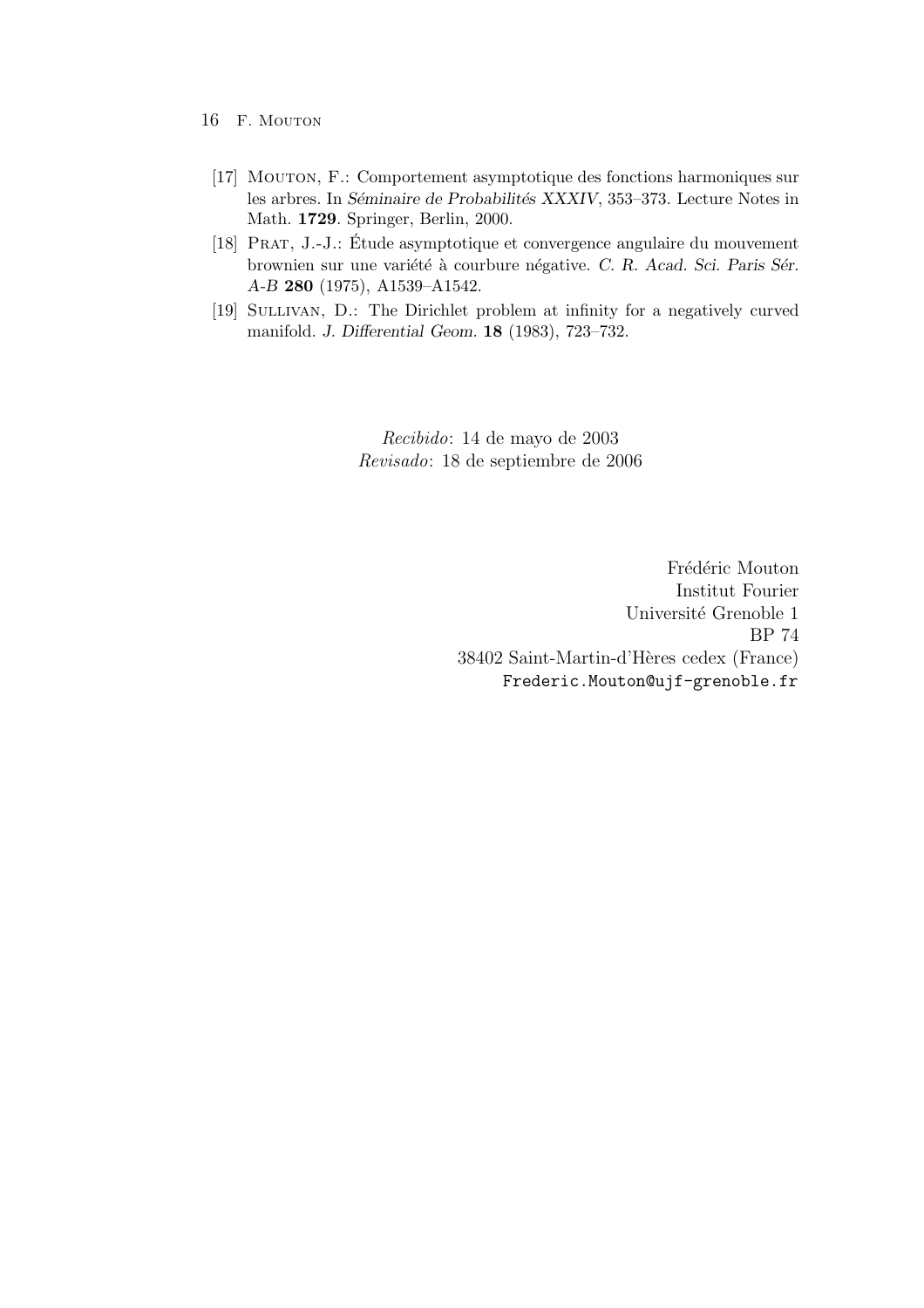[17] Mouton, F.: Comportement asymptotique des fonctions harmoniques sur les arbres. In *Séminaire de Probabilités XXXIV*, 353–373. Lecture Notes in Math. **1729**. Springer, Berlin, 2000.

[18] Prat, J.-J.: Étude asymptotique et convergence angulaire du mouvement brownien sur une variété à courbure négative. *C. R. Acad. Sci. Paris Sér. A-B* **280** (1975), A1539–A1542.

[19] Sullivan, D.: The Dirichlet problem at infinity for a negatively curved manifold. *J. Differential Geom.* **18** (1983), 723–732.

*Recibido*: 14 de mayo de 2003
*Revisado*: 18 de septiembre de 2006

Frédéric Mouton
Institut Fourier
Université Grenoble 1
BP 74
38402 Saint-Martin-d'Hères cedex (France)
Frederic.Mouton@ujf-grenoble.fr